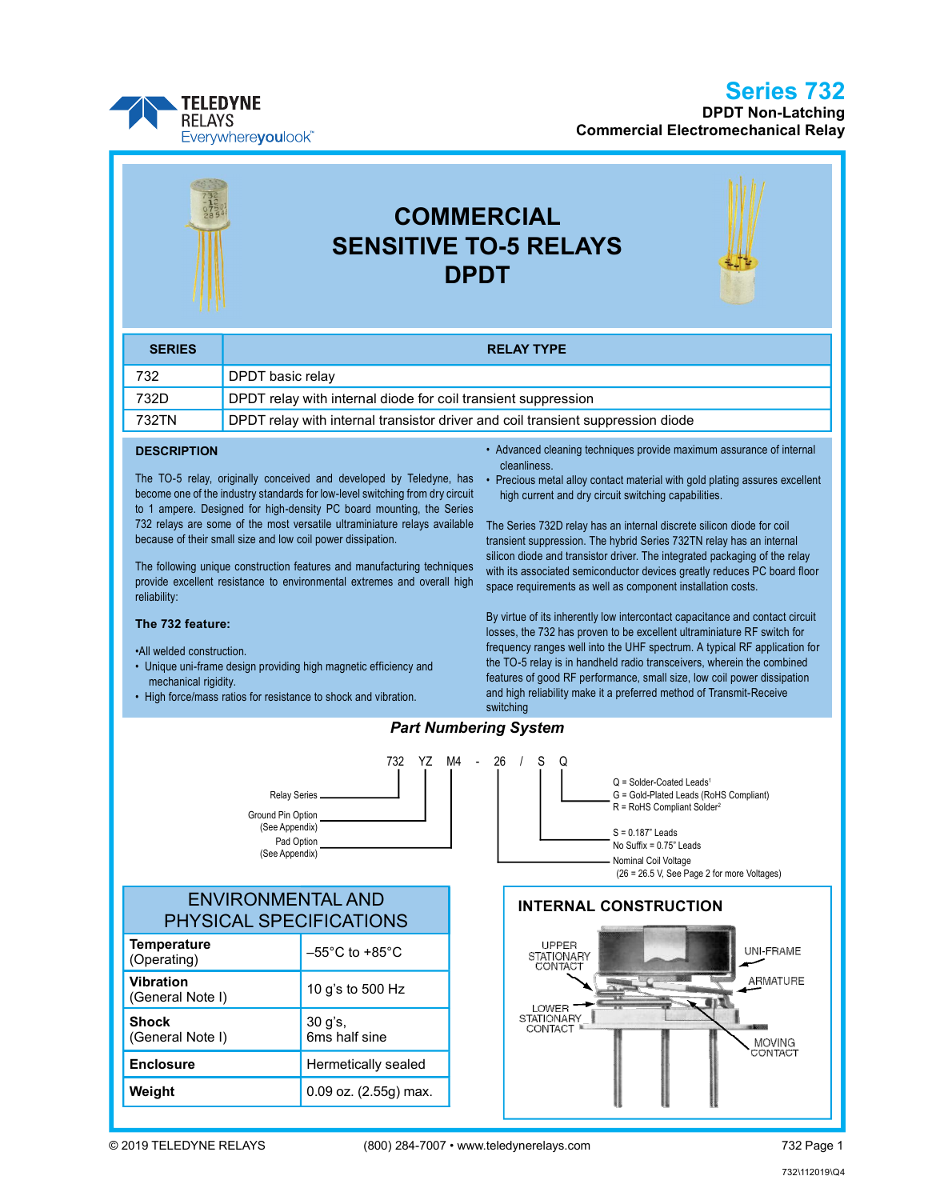# Series 732

**DPDT Non-Latching**
**Commercial Electromechanical Relay**

# COMMERCIAL SENSITIVE TO-5 RELAYS DPDT

| SERIES | RELAY TYPE |
|---|---|
| 732 | DPDT basic relay |
| 732D | DPDT relay with internal diode for coil transient suppression |
| 732TN | DPDT relay with internal transistor driver and coil transient suppression diode |

## DESCRIPTION

The TO-5 relay, originally conceived and developed by Teledyne, has become one of the industry standards for low-level switching from dry circuit to 1 ampere. Designed for high-density PC board mounting, the Series 732 relays are some of the most versatile ultraminiature relays available because of their small size and low coil power dissipation.

The following unique construction features and manufacturing techniques provide excellent resistance to environmental extremes and overall high reliability:

**The 732 feature:**

- All welded construction.
- Unique uni-frame design providing high magnetic efficiency and mechanical rigidity.
- High force/mass ratios for resistance to shock and vibration.
- Advanced cleaning techniques provide maximum assurance of internal cleanliness.
- Precious metal alloy contact material with gold plating assures excellent high current and dry circuit switching capabilities.

The Series 732D relay has an internal discrete silicon diode for coil transient suppression. The hybrid Series 732TN relay has an internal silicon diode and transistor driver. The integrated packaging of the relay with its associated semiconductor devices greatly reduces PC board floor space requirements as well as component installation costs.

By virtue of its inherently low intercontact capacitance and contact circuit losses, the 732 has proven to be excellent ultraminiature RF switch for frequency ranges well into the UHF spectrum. A typical RF application for the TO-5 relay is in handheld radio transceivers, wherein the combined features of good RF performance, small size, low coil power dissipation and high reliability make it a preferred method of Transmit-Receive switching

## *Part Numbering System*

732 YZ M4 - 26 / S Q

- 732 — Relay Series
- YZ — Ground Pin Option (See Appendix)
- M4 — Pad Option (See Appendix)
- 26 — Nominal Coil Voltage (26 = 26.5 V, See Page 2 for more Voltages)
- S — S = 0.187" Leads; No Suffix = 0.75" Leads
- Q — Q = Solder-Coated Leads[1]; G = Gold-Plated Leads (RoHS Compliant); R = RoHS Compliant Solder[2]

## ENVIRONMENTAL AND PHYSICAL SPECIFICATIONS

| Parameter | Value |
|---|---|
| **Temperature** (Operating) | –55°C to +85°C |
| **Vibration** (General Note I) | 10 g's to 500 Hz |
| **Shock** (General Note I) | 30 g's, 6ms half sine |
| **Enclosure** | Hermetically sealed |
| **Weight** | 0.09 oz. (2.55g) max. |

## INTERNAL CONSTRUCTION

UPPER STATIONARY CONTACT, UNI-FRAME, ARMATURE, LOWER STATIONARY CONTACT, MOVING CONTACT

© 2019 TELEDYNE RELAYS (800) 284-7007 • www.teledynerelays.com

732\112019\Q4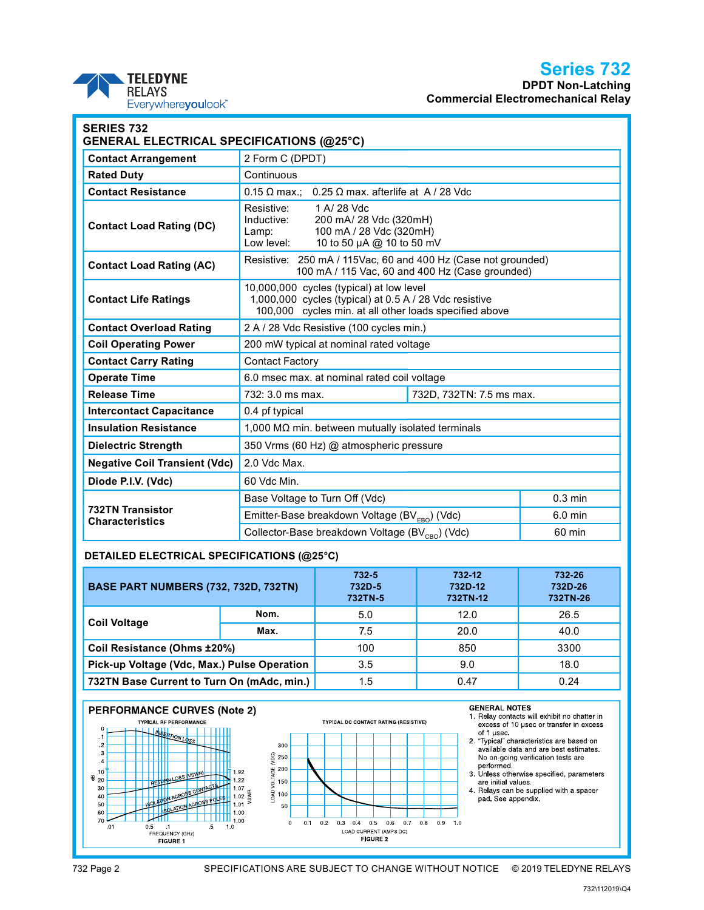# Series 732

**DPDT Non-Latching**
**Commercial Electromechanical Relay**

## SERIES 732
## GENERAL ELECTRICAL SPECIFICATIONS (@25°C)

| | | |
|---|---|---|
| **Contact Arrangement** | 2 Form C (DPDT) | |
| **Rated Duty** | Continuous | |
| **Contact Resistance** | 0.15 Ω max.; 0.25 Ω max. afterlife at A / 28 Vdc | |
| **Contact Load Rating (DC)** | Resistive: 1 A/ 28 Vdc<br>Inductive: 200 mA/ 28 Vdc (320mH)<br>Lamp: 100 mA / 28 Vdc (320mH)<br>Low level: 10 to 50 µA @ 10 to 50 mV | |
| **Contact Load Rating (AC)** | Resistive: 250 mA / 115Vac, 60 and 400 Hz (Case not grounded)<br>100 mA / 115 Vac, 60 and 400 Hz (Case grounded) | |
| **Contact Life Ratings** | 10,000,000 cycles (typical) at low level<br>1,000,000 cycles (typical) at 0.5 A / 28 Vdc resistive<br>100,000 cycles min. at all other loads specified above | |
| **Contact Overload Rating** | 2 A / 28 Vdc Resistive (100 cycles min.) | |
| **Coil Operating Power** | 200 mW typical at nominal rated voltage | |
| **Contact Carry Rating** | Contact Factory | |
| **Operate Time** | 6.0 msec max. at nominal rated coil voltage | |
| **Release Time** | 732: 3.0 ms max. | 732D, 732TN: 7.5 ms max. |
| **Intercontact Capacitance** | 0.4 pf typical | |
| **Insulation Resistance** | 1,000 MΩ min. between mutually isolated terminals | |
| **Dielectric Strength** | 350 Vrms (60 Hz) @ atmospheric pressure | |
| **Negative Coil Transient (Vdc)** | 2.0 Vdc Max. | |
| **Diode P.I.V. (Vdc)** | 60 Vdc Min. | |
| **732TN Transistor Characteristics** | Base Voltage to Turn Off (Vdc) | 0.3 min |
| | Emitter-Base breakdown Voltage ($BV_{EBO}$) (Vdc) | 6.0 min |
| | Collector-Base breakdown Voltage ($BV_{CBO}$) (Vdc) | 60 min |

## DETAILED ELECTRICAL SPECIFICATIONS (@25°C)

| **BASE PART NUMBERS (732, 732D, 732TN)** | | **732-5<br>732D-5<br>732TN-5** | **732-12<br>732D-12<br>732TN-12** | **732-26<br>732D-26<br>732TN-26** |
|---|---|---|---|---|
| **Coil Voltage** | **Nom.** | 5.0 | 12.0 | 26.5 |
| | **Max.** | 7.5 | 20.0 | 40.0 |
| **Coil Resistance (Ohms ±20%)** | | 100 | 850 | 3300 |
| **Pick-up Voltage (Vdc, Max.) Pulse Operation** | | 3.5 | 9.0 | 18.0 |
| **732TN Base Current to Turn On (mAdc, min.)** | | 1.5 | 0.47 | 0.24 |

## PERFORMANCE CURVES (Note 2)

FIGURE 1 — TYPICAL RF PERFORMANCE

FIGURE 2 — TYPICAL DC CONTACT RATING (RESISTIVE)

### GENERAL NOTES

1. Relay contacts will exhibit no chatter in excess of 10 µsec or transfer in excess of 1 µsec.
2. "Typical" characteristics are based on available data and are best estimates. No on-going verification tests are performed.
3. Unless otherwise specified, parameters are initial values.
4. Relays can be supplied with a spacer pad. See appendix.

SPECIFICATIONS ARE SUBJECT TO CHANGE WITHOUT NOTICE © 2019 TELEDYNE RELAYS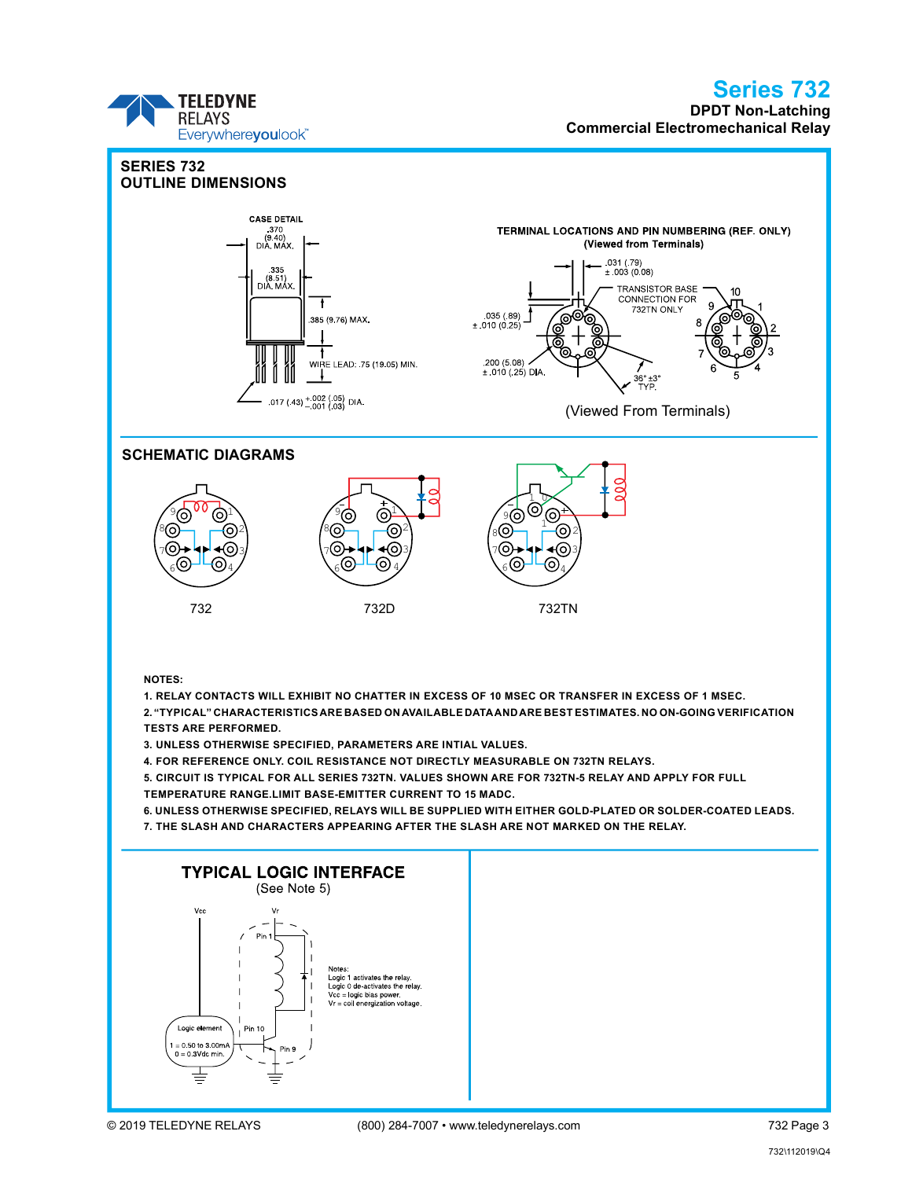# Series 732

**DPDT Non-Latching**
**Commercial Electromechanical Relay**

## SERIES 732 OUTLINE DIMENSIONS

CASE DETAIL

.370 (9.40) DIA. MAX.

.335 (8.51) DIA. MAX.

.385 (9.76) MAX.

WIRE LEAD: .75 (19.05) MIN.

.017 (.43) +.002 (.05) / −.001 (.03) DIA.

TERMINAL LOCATIONS AND PIN NUMBERING (REF. ONLY)
(Viewed from Terminals)

.031 (.79) ± .003 (0.08)

TRANSISTOR BASE CONNECTION FOR 732TN ONLY

.035 (.89) ± .010 (0.25)

.200 (5.08) ± .010 (.25) DIA.

36° ±3° TYP.

(Viewed From Terminals)

## SCHEMATIC DIAGRAMS

732

732D

732TN

**NOTES:**

1. RELAY CONTACTS WILL EXHIBIT NO CHATTER IN EXCESS OF 10 MSEC OR TRANSFER IN EXCESS OF 1 MSEC.
2. "TYPICAL" CHARACTERISTICS ARE BASED ON AVAILABLE DATA AND ARE BEST ESTIMATES. NO ON-GOING VERIFICATION TESTS ARE PERFORMED.
3. UNLESS OTHERWISE SPECIFIED, PARAMETERS ARE INTIAL VALUES.
4. FOR REFERENCE ONLY. COIL RESISTANCE NOT DIRECTLY MEASURABLE ON 732TN RELAYS.
5. CIRCUIT IS TYPICAL FOR ALL SERIES 732TN. VALUES SHOWN ARE FOR 732TN-5 RELAY AND APPLY FOR FULL TEMPERATURE RANGE.LIMIT BASE-EMITTER CURRENT TO 15 MADC.
6. UNLESS OTHERWISE SPECIFIED, RELAYS WILL BE SUPPLIED WITH EITHER GOLD-PLATED OR SOLDER-COATED LEADS.
7. THE SLASH AND CHARACTERS APPEARING AFTER THE SLASH ARE NOT MARKED ON THE RELAY.

## TYPICAL LOGIC INTERFACE

(See Note 5)

Vcc

Vr

Pin 1

Pin 10

Pin 9

Logic element
1 = 0.50 to 3.00mA
0 = 0.3Vdc min.

Notes:
Logic 1 activates the relay.
Logic 0 de-activates the relay.
Vcc = logic bias power.
Vr = coil energization voltage.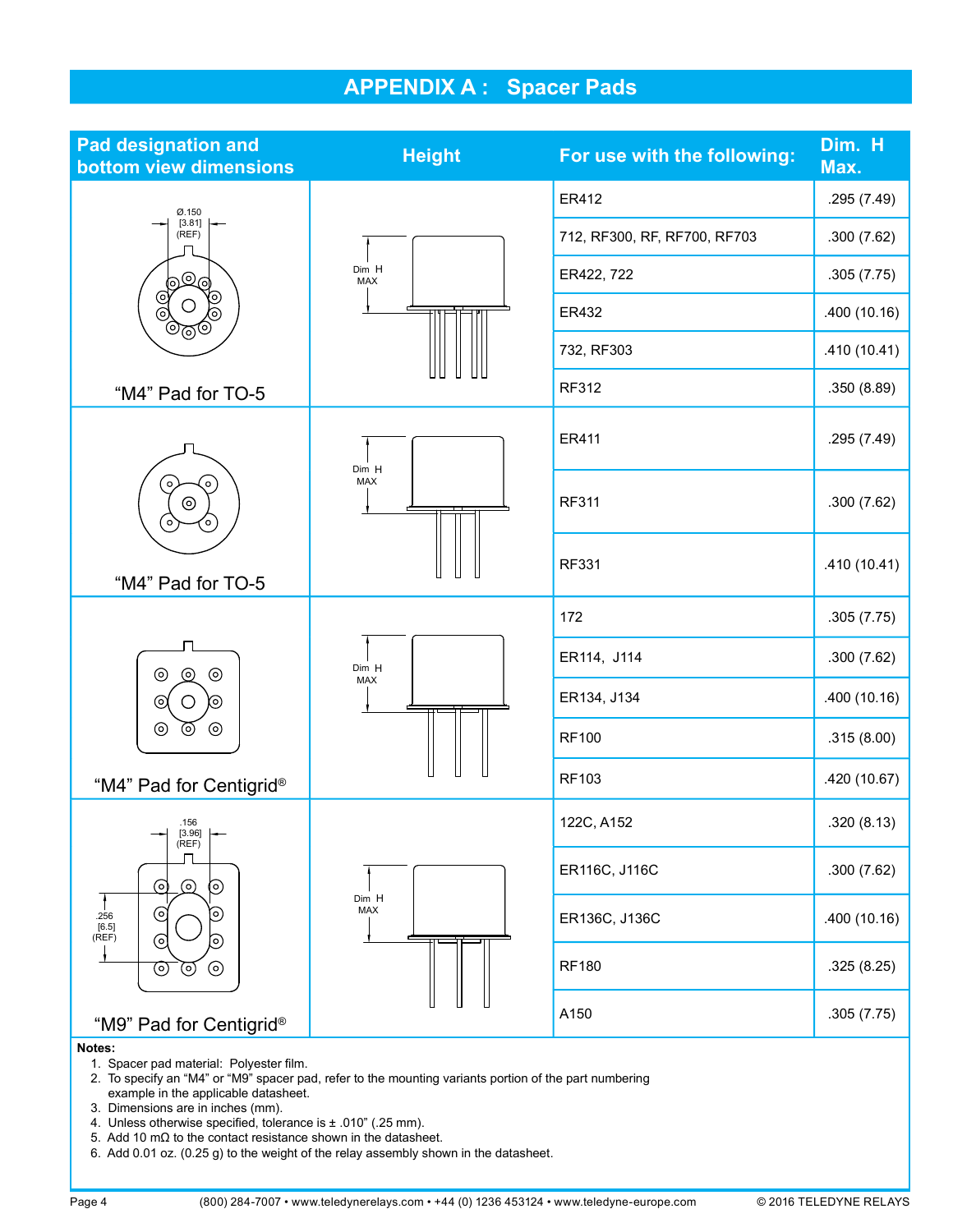# APPENDIX A : Spacer Pads

| Pad designation and bottom view dimensions | Height | For use with the following: | Dim. H Max. |
|---|---|---|---|
| "M4" Pad for TO-5 | Dim H MAX | ER412 | .295 (7.49) |
| | | 712, RF300, RF, RF700, RF703 | .300 (7.62) |
| | | ER422, 722 | .305 (7.75) |
| | | ER432 | .400 (10.16) |
| | | 732, RF303 | .410 (10.41) |
| | | RF312 | .350 (8.89) |
| "M4" Pad for TO-5 | Dim H MAX | ER411 | .295 (7.49) |
| | | RF311 | .300 (7.62) |
| | | RF331 | .410 (10.41) |
| "M4" Pad for Centigrid® | Dim H MAX | 172 | .305 (7.75) |
| | | ER114, J114 | .300 (7.62) |
| | | ER134, J134 | .400 (10.16) |
| | | RF100 | .315 (8.00) |
| | | RF103 | .420 (10.67) |
| "M9" Pad for Centigrid® | Dim H MAX | 122C, A152 | .320 (8.13) |
| | | ER116C, J116C | .300 (7.62) |
| | | ER136C, J136C | .400 (10.16) |
| | | RF180 | .325 (8.25) |
| | | A150 | .305 (7.75) |

First "M4" Pad for TO-5 dimension: Ø.150 [3.81] (REF)

"M9" Pad for Centigrid® dimensions: .156 [3.96] (REF); .256 [6.5] (REF)

**Notes:**

1. Spacer pad material: Polyester film.
2. To specify an "M4" or "M9" spacer pad, refer to the mounting variants portion of the part numbering example in the applicable datasheet.
3. Dimensions are in inches (mm).
4. Unless otherwise specified, tolerance is ± .010" (.25 mm).
5. Add 10 mΩ to the contact resistance shown in the datasheet.
6. Add 0.01 oz. (0.25 g) to the weight of the relay assembly shown in the datasheet.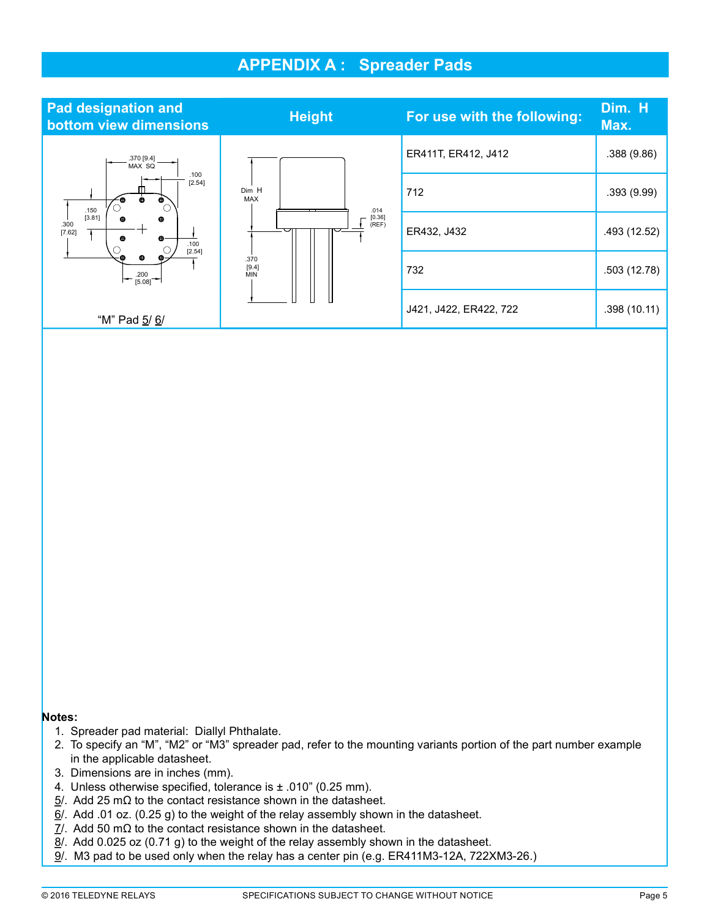# APPENDIX A : Spreader Pads

| Pad designation and bottom view dimensions | Height | For use with the following: | Dim. H Max. |
|---|---|---|---|
| "M" Pad 5/ 6/ | | ER411T, ER412, J412 | .388 (9.86) |
| | | 712 | .393 (9.99) |
| | | ER432, J432 | .493 (12.52) |
| | | 732 | .503 (12.78) |
| | | J421, J422, ER422, 722 | .398 (10.11) |

**Notes:**

1. Spreader pad material: Diallyl Phthalate.
2. To specify an "M", "M2" or "M3" spreader pad, refer to the mounting variants portion of the part number example in the applicable datasheet.
3. Dimensions are in inches (mm).
4. Unless otherwise specified, tolerance is ± .010" (0.25 mm).

5/. Add 25 mΩ to the contact resistance shown in the datasheet.
6/. Add .01 oz. (0.25 g) to the weight of the relay assembly shown in the datasheet.
7/. Add 50 mΩ to the contact resistance shown in the datasheet.
8/. Add 0.025 oz (0.71 g) to the weight of the relay assembly shown in the datasheet.
9/. M3 pad to be used only when the relay has a center pin (e.g. ER411M3-12A, 722XM3-26.)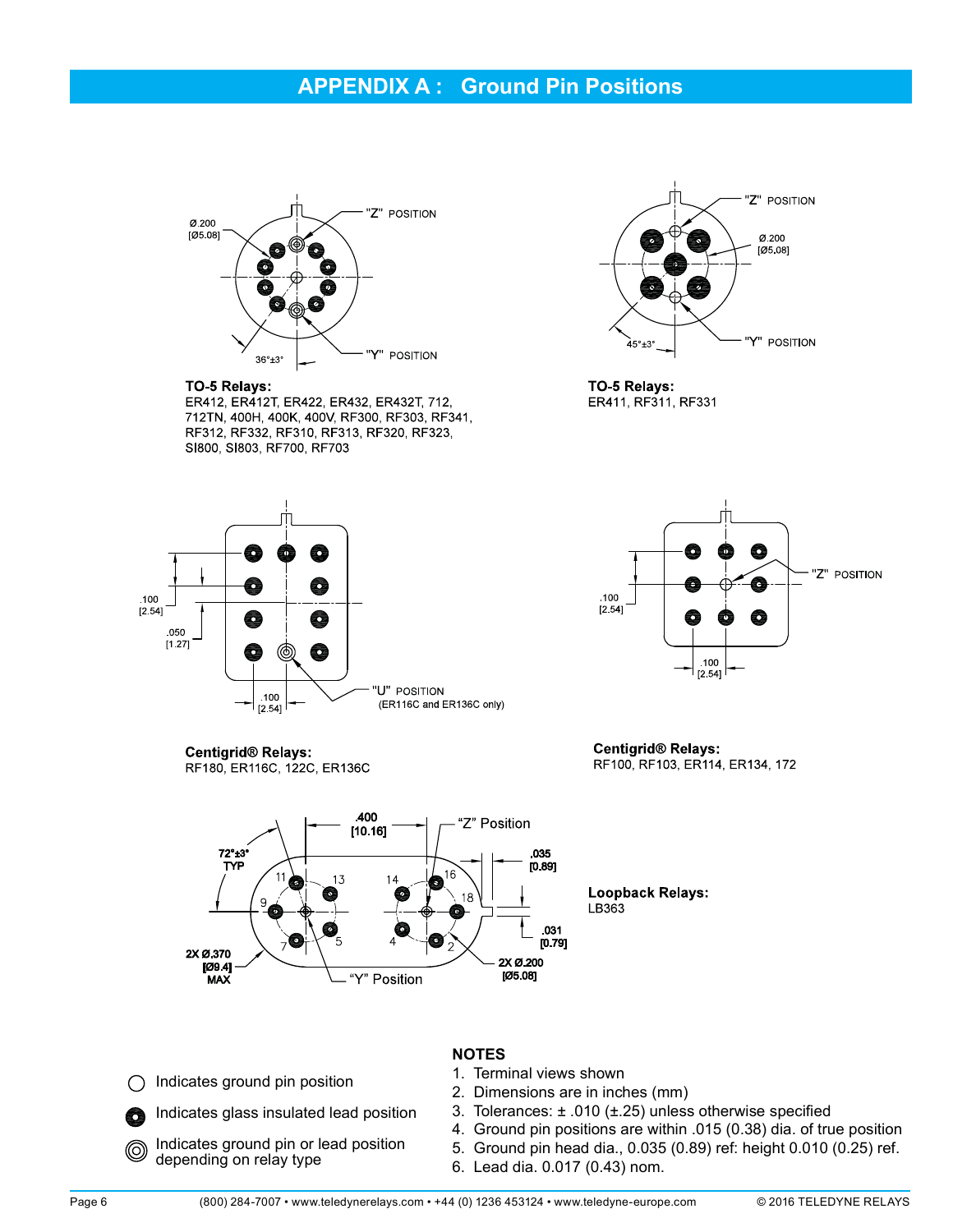# APPENDIX A : Ground Pin Positions

Ø.200
[Ø5.08]

"Z" POSITION

"Y" POSITION

36°±3°

**TO-5 Relays:**
ER412, ER412T, ER422, ER432, ER432T, 712, 712TN, 400H, 400K, 400V, RF300, RF303, RF341, RF312, RF332, RF310, RF313, RF320, RF323, SI800, SI803, RF700, RF703

"Z" POSITION

Ø.200
[Ø5.08]

"Y" POSITION

45°±3°

**TO-5 Relays:**
ER411, RF311, RF331

.100
[2.54]

.050
[1.27]

.100
[2.54]

"U" POSITION
(ER116C and ER136C only)

**Centigrid® Relays:**
RF180, ER116C, 122C, ER136C

"Z" POSITION

.100
[2.54]

.100
[2.54]

**Centigrid® Relays:**
RF100, RF103, ER114, ER134, 172

.400
[10.16]

"Z" Position

72°±3°
TYP

.035
[0.89]

.031
[0.79]

11 13 14 16 18 9 7 5 4 2

2X Ø.370
[Ø9.4]
MAX

"Y" Position

2X Ø.200
[Ø5.08]

**Loopback Relays:**
LB363

- ◯ Indicates ground pin position
- ● Indicates glass insulated lead position
- ◎ Indicates ground pin or lead position depending on relay type

**NOTES**
1. Terminal views shown
2. Dimensions are in inches (mm)
3. Tolerances: ± .010 (±.25) unless otherwise specified
4. Ground pin positions are within .015 (0.38) dia. of true position
5. Ground pin head dia., 0.035 (0.89) ref: height 0.010 (0.25) ref.
6. Lead dia. 0.017 (0.43) nom.

(800) 284-7007 • www.teledynerelays.com • +44 (0) 1236 453124 • www.teledyne-europe.com © 2016 TELEDYNE RELAYS